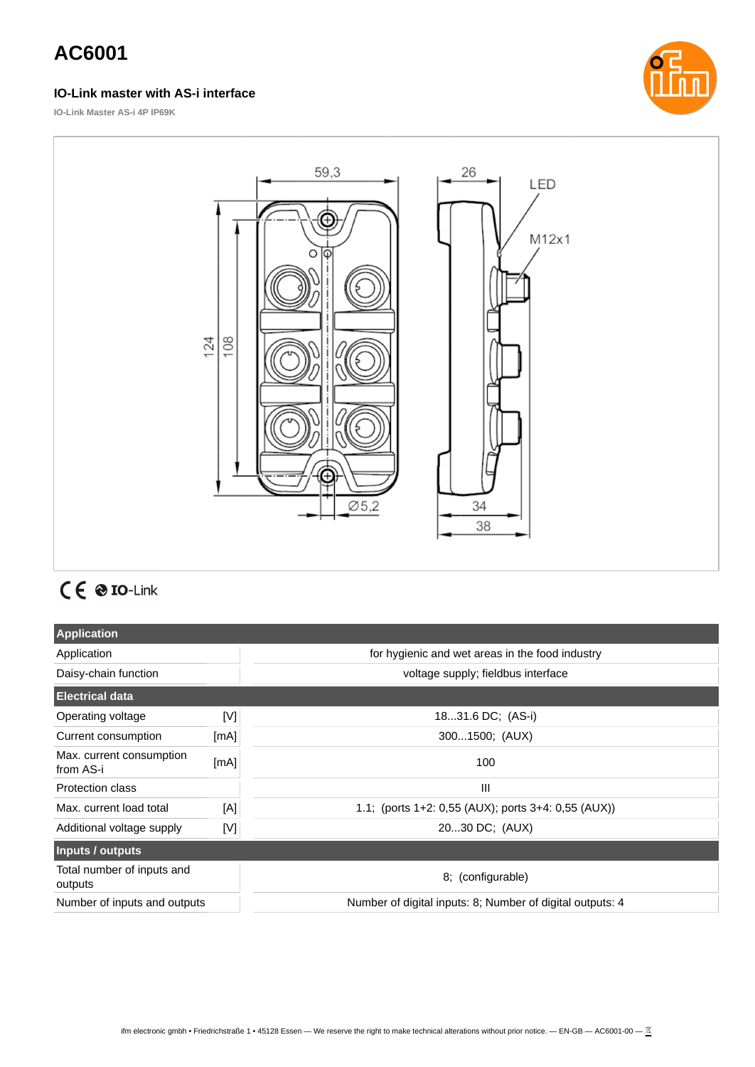# AC6001

### IO-Link master with AS-i interface

IO-Link Master AS-i 4P IP69K

| Application | | |
|---|---|---|
| Application | | for hygienic and wet areas in the food industry |
| Daisy-chain function | | voltage supply; fieldbus interface |
| **Electrical data** | | |
| Operating voltage | [V] | 18...31.6 DC; (AS-i) |
| Current consumption | [mA] | 300...1500; (AUX) |
| Max. current consumption from AS-i | [mA] | 100 |
| Protection class | | III |
| Max. current load total | [A] | 1.1; (ports 1+2: 0,55 (AUX); ports 3+4: 0,55 (AUX)) |
| Additional voltage supply | [V] | 20...30 DC; (AUX) |
| **Inputs / outputs** | | |
| Total number of inputs and outputs | | 8; (configurable) |
| Number of inputs and outputs | | Number of digital inputs: 8; Number of digital outputs: 4 |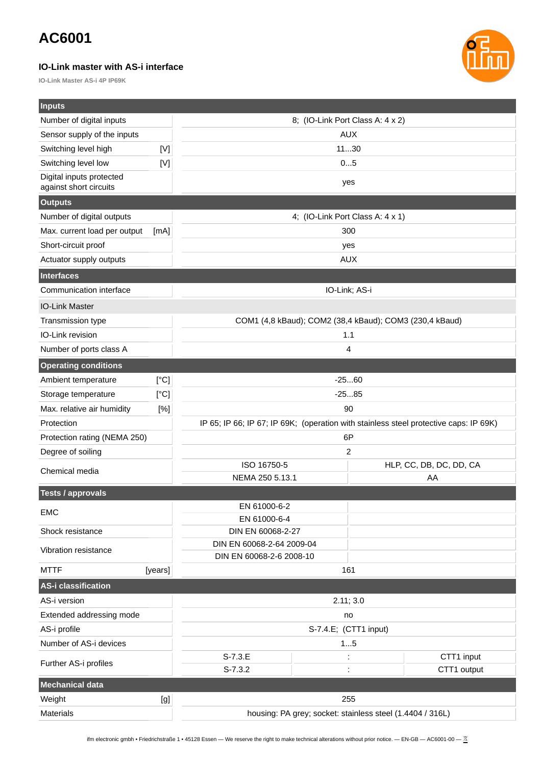# AC6001

### IO-Link master with AS-i interface

**IO-Link Master AS-i 4P IP69K**

| Inputs | | | |
|---|---|---|---|
| Number of digital inputs | | 8; (IO-Link Port Class A: 4 x 2) | |
| Sensor supply of the inputs | | AUX | |
| Switching level high | [V] | 11...30 | |
| Switching level low | [V] | 0...5 | |
| Digital inputs protected against short circuits | | yes | |

| Outputs | | |
|---|---|---|
| Number of digital outputs | | 4; (IO-Link Port Class A: 4 x 1) |
| Max. current load per output | [mA] | 300 |
| Short-circuit proof | | yes |
| Actuator supply outputs | | AUX |

| Interfaces | |
|---|---|
| Communication interface | IO-Link; AS-i |
| **IO-Link Master** | |
| Transmission type | COM1 (4,8 kBaud); COM2 (38,4 kBaud); COM3 (230,4 kBaud) |
| IO-Link revision | 1.1 |
| Number of ports class A | 4 |

| Operating conditions | | | |
|---|---|---|---|
| Ambient temperature | [°C] | -25...60 | |
| Storage temperature | [°C] | -25...85 | |
| Max. relative air humidity | [%] | 90 | |
| Protection | | IP 65; IP 66; IP 67; IP 69K; (operation with stainless steel protective caps: IP 69K) | |
| Protection rating (NEMA 250) | | 6P | |
| Degree of soiling | | 2 | |
| Chemical media | | ISO 16750-5 | HLP, CC, DB, DC, DD, CA |
| | | NEMA 250 5.13.1 | AA |

| Tests / approvals | | | |
|---|---|---|---|
| EMC | | EN 61000-6-2 | |
| | | EN 61000-6-4 | |
| Shock resistance | | DIN EN 60068-2-27 | |
| Vibration resistance | | DIN EN 60068-2-64 2009-04 | |
| | | DIN EN 60068-2-6 2008-10 | |
| MTTF | [years] | 161 | |

| AS-i classification | | | |
|---|---|---|---|
| AS-i version | 2.11; 3.0 | | |
| Extended addressing mode | no | | |
| AS-i profile | S-7.4.E; (CTT1 input) | | |
| Number of AS-i devices | 1...5 | | |
| Further AS-i profiles | S-7.3.E | : | CTT1 input |
| | S-7.3.2 | : | CTT1 output |

| Mechanical data | | |
|---|---|---|
| Weight | [g] | 255 |
| Materials | | housing: PA grey; socket: stainless steel (1.4404 / 316L) |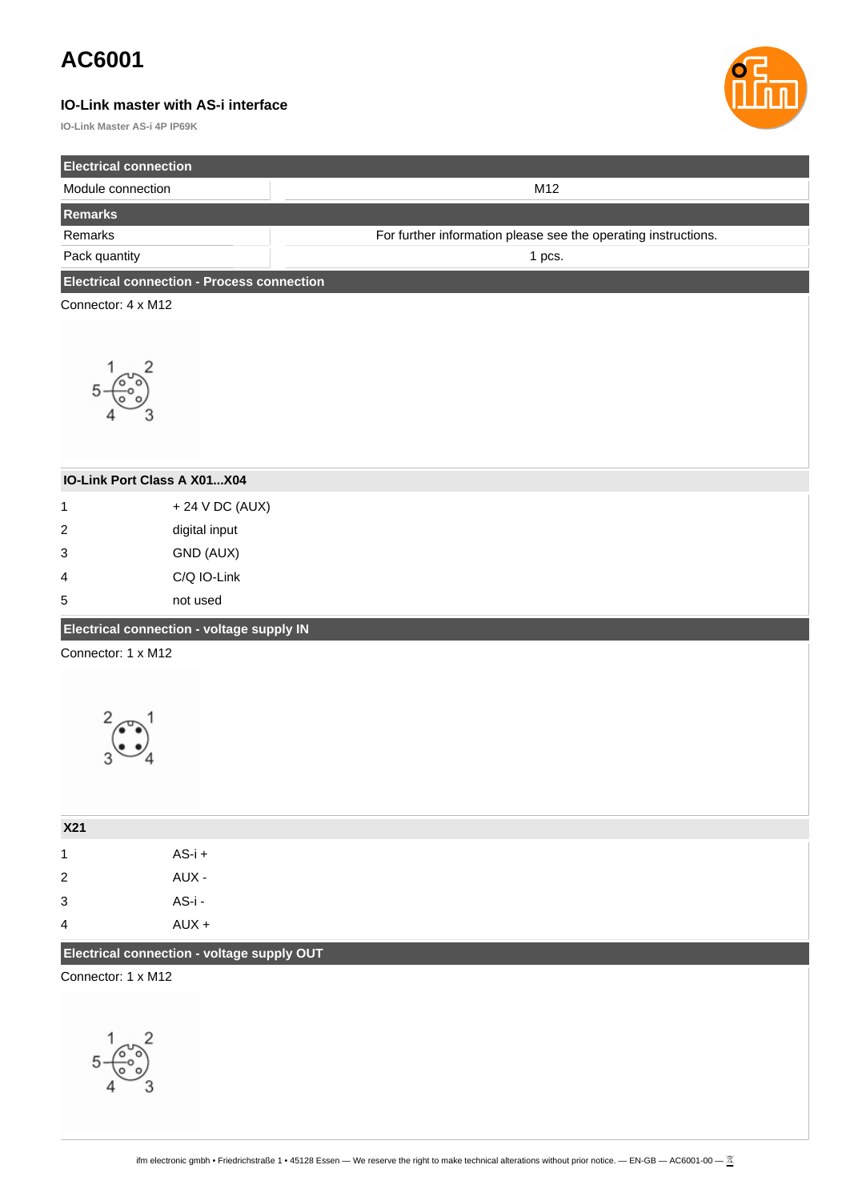# AC6001

### IO-Link master with AS-i interface

IO-Link Master AS-i 4P IP69K

| Electrical connection | |
|---|---|
| Module connection | M12 |

| Remarks | |
|---|---|
| Remarks | For further information please see the operating instructions. |
| Pack quantity | 1 pcs. |

**Electrical connection - Process connection**

Connector: 4 x M12

**IO-Link Port Class A X01...X04**

| | |
|---|---|
| 1 | + 24 V DC (AUX) |
| 2 | digital input |
| 3 | GND (AUX) |
| 4 | C/Q IO-Link |
| 5 | not used |

**Electrical connection - voltage supply IN**

Connector: 1 x M12

**X21**

| | |
|---|---|
| 1 | AS-i + |
| 2 | AUX - |
| 3 | AS-i - |
| 4 | AUX + |

**Electrical connection - voltage supply OUT**

Connector: 1 x M12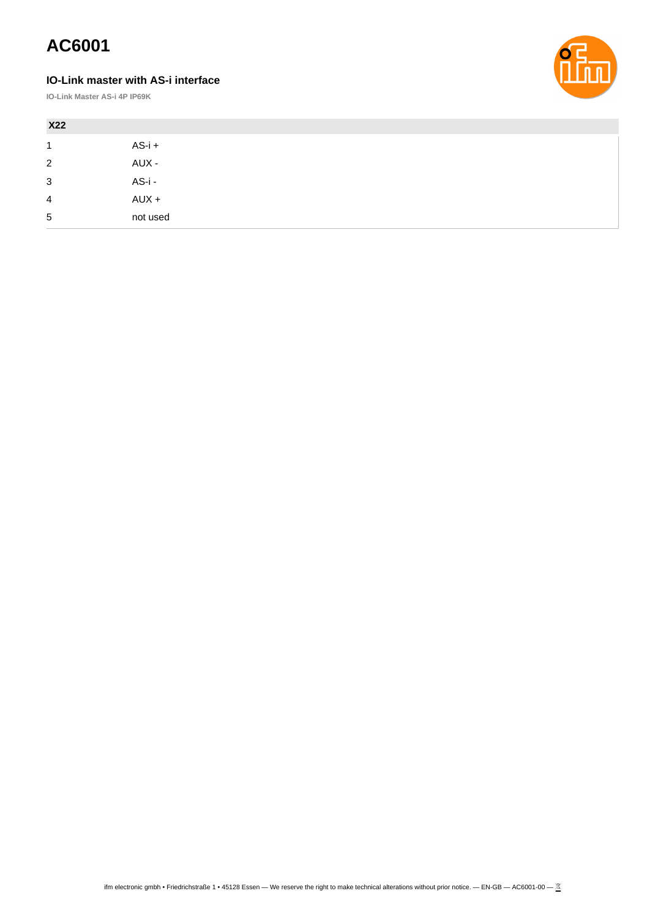# AC6001

### IO-Link master with AS-i interface

**IO-Link Master AS-i 4P IP69K**

| X22 | |
|---|---|
| 1 | AS-i + |
| 2 | AUX - |
| 3 | AS-i - |
| 4 | AUX + |
| 5 | not used |